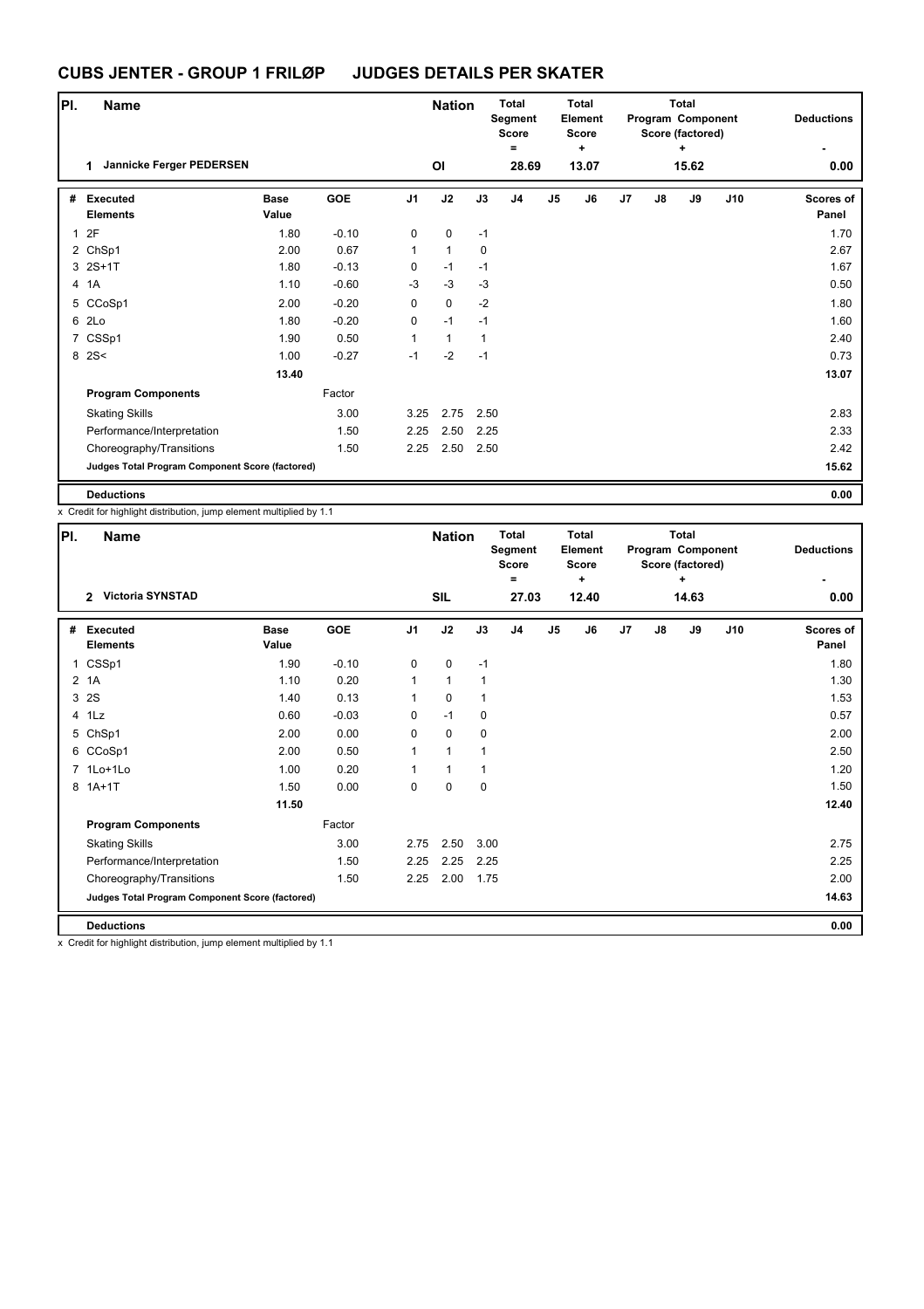# CUBS JENTER - GROUP 1 FRILØP JUDGES DETAILS PER SKATER

| Pl. | Name | Nation | Total Segment Score = | Total Element Score + | Total Program Component Score (factored) + | Deductions - |
|---|---|---|---|---|---|---|
| 1 | Jannicke Ferger PEDERSEN | OI | 28.69 | 13.07 | 15.62 | 0.00 |

| # | Executed Elements | Base Value | GOE | J1 | J2 | J3 | J4 | J5 | J6 | J7 | J8 | J9 | J10 | Scores of Panel |
|---|---|---|---|---|---|---|---|---|---|---|---|---|---|---|
| 1 | 2F | 1.80 | -0.10 | 0 | 0 | -1 | | | | | | | | 1.70 |
| 2 | ChSp1 | 2.00 | 0.67 | 1 | 1 | 0 | | | | | | | | 2.67 |
| 3 | 2S+1T | 1.80 | -0.13 | 0 | -1 | -1 | | | | | | | | 1.67 |
| 4 | 1A | 1.10 | -0.60 | -3 | -3 | -3 | | | | | | | | 0.50 |
| 5 | CCoSp1 | 2.00 | -0.20 | 0 | 0 | -2 | | | | | | | | 1.80 |
| 6 | 2Lo | 1.80 | -0.20 | 0 | -1 | -1 | | | | | | | | 1.60 |
| 7 | CSSp1 | 1.90 | 0.50 | 1 | 1 | 1 | | | | | | | | 2.40 |
| 8 | 2S< | 1.00 | -0.27 | -1 | -2 | -1 | | | | | | | | 0.73 |
| | | 13.40 | | | | | | | | | | | | 13.07 |
| | **Program Components** | | Factor | | | | | | | | | | | |
| | Skating Skills | | 3.00 | 3.25 | 2.75 | 2.50 | | | | | | | | 2.83 |
| | Performance/Interpretation | | 1.50 | 2.25 | 2.50 | 2.25 | | | | | | | | 2.33 |
| | Choreography/Transitions | | 1.50 | 2.25 | 2.50 | 2.50 | | | | | | | | 2.42 |
| | **Judges Total Program Component Score (factored)** | | | | | | | | | | | | | 15.62 |
| | **Deductions** | | | | | | | | | | | | | 0.00 |

x Credit for highlight distribution, jump element multiplied by 1.1

| Pl. | Name | Nation | Total Segment Score = | Total Element Score + | Total Program Component Score (factored) + | Deductions - |
|---|---|---|---|---|---|---|
| 2 | Victoria SYNSTAD | SIL | 27.03 | 12.40 | 14.63 | 0.00 |

| # | Executed Elements | Base Value | GOE | J1 | J2 | J3 | J4 | J5 | J6 | J7 | J8 | J9 | J10 | Scores of Panel |
|---|---|---|---|---|---|---|---|---|---|---|---|---|---|---|
| 1 | CSSp1 | 1.90 | -0.10 | 0 | 0 | -1 | | | | | | | | 1.80 |
| 2 | 1A | 1.10 | 0.20 | 1 | 1 | 1 | | | | | | | | 1.30 |
| 3 | 2S | 1.40 | 0.13 | 1 | 0 | 1 | | | | | | | | 1.53 |
| 4 | 1Lz | 0.60 | -0.03 | 0 | -1 | 0 | | | | | | | | 0.57 |
| 5 | ChSp1 | 2.00 | 0.00 | 0 | 0 | 0 | | | | | | | | 2.00 |
| 6 | CCoSp1 | 2.00 | 0.50 | 1 | 1 | 1 | | | | | | | | 2.50 |
| 7 | 1Lo+1Lo | 1.00 | 0.20 | 1 | 1 | 1 | | | | | | | | 1.20 |
| 8 | 1A+1T | 1.50 | 0.00 | 0 | 0 | 0 | | | | | | | | 1.50 |
| | | 11.50 | | | | | | | | | | | | 12.40 |
| | **Program Components** | | Factor | | | | | | | | | | | |
| | Skating Skills | | 3.00 | 2.75 | 2.50 | 3.00 | | | | | | | | 2.75 |
| | Performance/Interpretation | | 1.50 | 2.25 | 2.25 | 2.25 | | | | | | | | 2.25 |
| | Choreography/Transitions | | 1.50 | 2.25 | 2.00 | 1.75 | | | | | | | | 2.00 |
| | **Judges Total Program Component Score (factored)** | | | | | | | | | | | | | 14.63 |
| | **Deductions** | | | | | | | | | | | | | 0.00 |

x Credit for highlight distribution, jump element multiplied by 1.1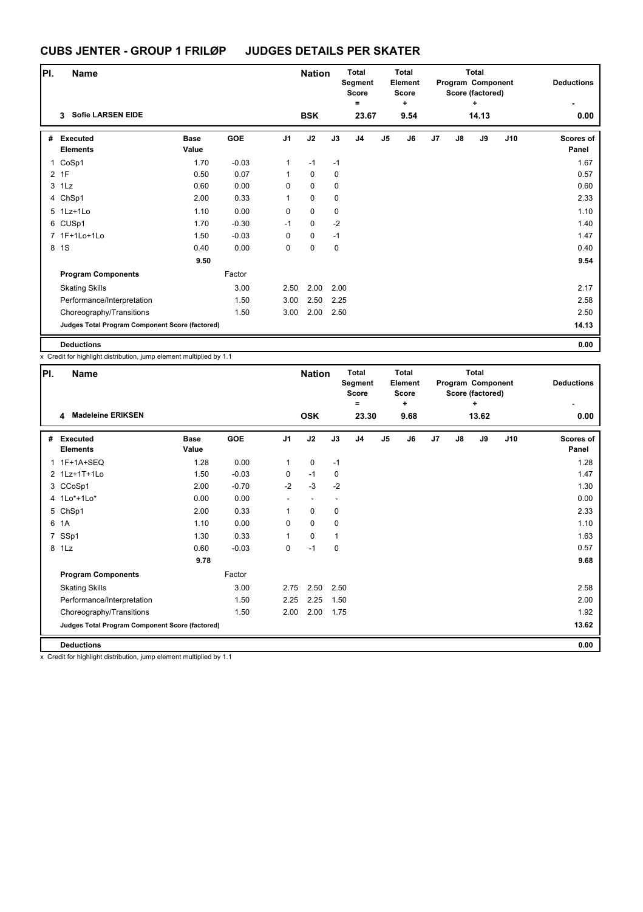# CUBS JENTER - GROUP 1 FRILØP JUDGES DETAILS PER SKATER

| Pl. | Name | | Nation | Total Segment Score = | Total Element Score + | Total Program Component Score (factored) + | Deductions - |
|---|---|---|---|---|---|---|---|
| 3 | Sofie LARSEN EIDE | | BSK | 23.67 | 9.54 | 14.13 | 0.00 |

| # | Executed Elements | Base Value | GOE | J1 | J2 | J3 | J4 | J5 | J6 | J7 | J8 | J9 | J10 | Scores of Panel |
|---|---|---|---|---|---|---|---|---|---|---|---|---|---|---|
| 1 | CoSp1 | 1.70 | -0.03 | 1 | -1 | -1 | | | | | | | | 1.67 |
| 2 | 1F | 0.50 | 0.07 | 1 | 0 | 0 | | | | | | | | 0.57 |
| 3 | 1Lz | 0.60 | 0.00 | 0 | 0 | 0 | | | | | | | | 0.60 |
| 4 | ChSp1 | 2.00 | 0.33 | 1 | 0 | 0 | | | | | | | | 2.33 |
| 5 | 1Lz+1Lo | 1.10 | 0.00 | 0 | 0 | 0 | | | | | | | | 1.10 |
| 6 | CUSp1 | 1.70 | -0.30 | -1 | 0 | -2 | | | | | | | | 1.40 |
| 7 | 1F+1Lo+1Lo | 1.50 | -0.03 | 0 | 0 | -1 | | | | | | | | 1.47 |
| 8 | 1S | 0.40 | 0.00 | 0 | 0 | 0 | | | | | | | | 0.40 |
| | | 9.50 | | | | | | | | | | | | 9.54 |
| | **Program Components** | | Factor | | | | | | | | | | | |
| | Skating Skills | | 3.00 | 2.50 | 2.00 | 2.00 | | | | | | | | 2.17 |
| | Performance/Interpretation | | 1.50 | 3.00 | 2.50 | 2.25 | | | | | | | | 2.58 |
| | Choreography/Transitions | | 1.50 | 3.00 | 2.00 | 2.50 | | | | | | | | 2.50 |
| | **Judges Total Program Component Score (factored)** | | | | | | | | | | | | | 14.13 |
| | **Deductions** | | | | | | | | | | | | | 0.00 |

x Credit for highlight distribution, jump element multiplied by 1.1

| Pl. | Name | | Nation | Total Segment Score = | Total Element Score + | Total Program Component Score (factored) + | Deductions - |
|---|---|---|---|---|---|---|---|
| 4 | Madeleine ERIKSEN | | OSK | 23.30 | 9.68 | 13.62 | 0.00 |

| # | Executed Elements | Base Value | GOE | J1 | J2 | J3 | J4 | J5 | J6 | J7 | J8 | J9 | J10 | Scores of Panel |
|---|---|---|---|---|---|---|---|---|---|---|---|---|---|---|
| 1 | 1F+1A+SEQ | 1.28 | 0.00 | 1 | 0 | -1 | | | | | | | | 1.28 |
| 2 | 1Lz+1T+1Lo | 1.50 | -0.03 | 0 | -1 | 0 | | | | | | | | 1.47 |
| 3 | CCoSp1 | 2.00 | -0.70 | -2 | -3 | -2 | | | | | | | | 1.30 |
| 4 | 1Lo*+1Lo* | 0.00 | 0.00 | - | - | - | | | | | | | | 0.00 |
| 5 | ChSp1 | 2.00 | 0.33 | 1 | 0 | 0 | | | | | | | | 2.33 |
| 6 | 1A | 1.10 | 0.00 | 0 | 0 | 0 | | | | | | | | 1.10 |
| 7 | SSp1 | 1.30 | 0.33 | 1 | 0 | 1 | | | | | | | | 1.63 |
| 8 | 1Lz | 0.60 | -0.03 | 0 | -1 | 0 | | | | | | | | 0.57 |
| | | 9.78 | | | | | | | | | | | | 9.68 |
| | **Program Components** | | Factor | | | | | | | | | | | |
| | Skating Skills | | 3.00 | 2.75 | 2.50 | 2.50 | | | | | | | | 2.58 |
| | Performance/Interpretation | | 1.50 | 2.25 | 2.25 | 1.50 | | | | | | | | 2.00 |
| | Choreography/Transitions | | 1.50 | 2.00 | 2.00 | 1.75 | | | | | | | | 1.92 |
| | **Judges Total Program Component Score (factored)** | | | | | | | | | | | | | 13.62 |
| | **Deductions** | | | | | | | | | | | | | 0.00 |

x Credit for highlight distribution, jump element multiplied by 1.1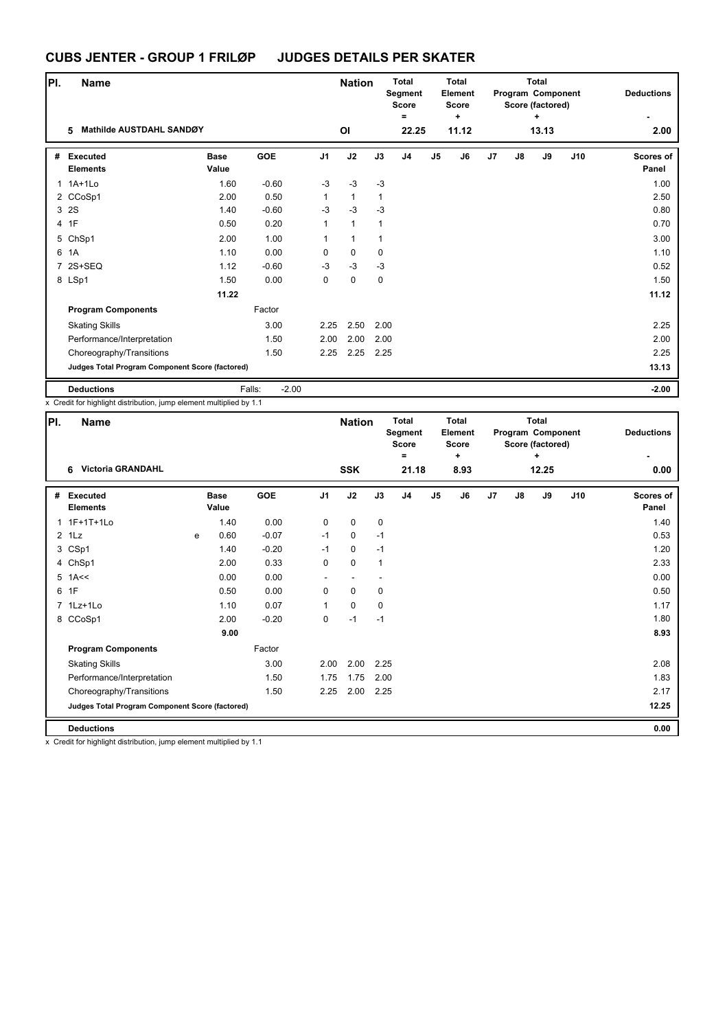## CUBS JENTER - GROUP 1 FRILØP JUDGES DETAILS PER SKATER

| Pl. | Name | Nation | Total Segment Score = | Total Element Score + | Total Program Component Score (factored) + | Deductions - |
|---|---|---|---|---|---|---|
| 5 | Mathilde AUSTDAHL SANDØY | OI | 22.25 | 11.12 | 13.13 | 2.00 |

| # | Executed Elements | | Base Value | GOE | J1 | J2 | J3 | J4 | J5 | J6 | J7 | J8 | J9 | J10 | Scores of Panel |
|---|---|---|---|---|---|---|---|---|---|---|---|---|---|---|---|
| 1 | 1A+1Lo | | 1.60 | -0.60 | -3 | -3 | -3 | | | | | | | | 1.00 |
| 2 | CCoSp1 | | 2.00 | 0.50 | 1 | 1 | 1 | | | | | | | | 2.50 |
| 3 | 2S | | 1.40 | -0.60 | -3 | -3 | -3 | | | | | | | | 0.80 |
| 4 | 1F | | 0.50 | 0.20 | 1 | 1 | 1 | | | | | | | | 0.70 |
| 5 | ChSp1 | | 2.00 | 1.00 | 1 | 1 | 1 | | | | | | | | 3.00 |
| 6 | 1A | | 1.10 | 0.00 | 0 | 0 | 0 | | | | | | | | 1.10 |
| 7 | 2S+SEQ | | 1.12 | -0.60 | -3 | -3 | -3 | | | | | | | | 0.52 |
| 8 | LSp1 | | 1.50 | 0.00 | 0 | 0 | 0 | | | | | | | | 1.50 |
| | | | 11.22 | | | | | | | | | | | | 11.12 |
| | **Program Components** | | | Factor | | | | | | | | | | | |
| | Skating Skills | | | 3.00 | 2.25 | 2.50 | 2.00 | | | | | | | | 2.25 |
| | Performance/Interpretation | | | 1.50 | 2.00 | 2.00 | 2.00 | | | | | | | | 2.00 |
| | Choreography/Transitions | | | 1.50 | 2.25 | 2.25 | 2.25 | | | | | | | | 2.25 |
| | **Judges Total Program Component Score (factored)** | | | | | | | | | | | | | | 13.13 |
| | **Deductions** | | | Falls: -2.00 | | | | | | | | | | | -2.00 |

x Credit for highlight distribution, jump element multiplied by 1.1

| Pl. | Name | Nation | Total Segment Score = | Total Element Score + | Total Program Component Score (factored) + | Deductions - |
|---|---|---|---|---|---|---|
| 6 | Victoria GRANDAHL | SSK | 21.18 | 8.93 | 12.25 | 0.00 |

| # | Executed Elements | | Base Value | GOE | J1 | J2 | J3 | J4 | J5 | J6 | J7 | J8 | J9 | J10 | Scores of Panel |
|---|---|---|---|---|---|---|---|---|---|---|---|---|---|---|---|
| 1 | 1F+1T+1Lo | | 1.40 | 0.00 | 0 | 0 | 0 | | | | | | | | 1.40 |
| 2 | 1Lz | e | 0.60 | -0.07 | -1 | 0 | -1 | | | | | | | | 0.53 |
| 3 | CSp1 | | 1.40 | -0.20 | -1 | 0 | -1 | | | | | | | | 1.20 |
| 4 | ChSp1 | | 2.00 | 0.33 | 0 | 0 | 1 | | | | | | | | 2.33 |
| 5 | 1A<< | | 0.00 | 0.00 | - | - | - | | | | | | | | 0.00 |
| 6 | 1F | | 0.50 | 0.00 | 0 | 0 | 0 | | | | | | | | 0.50 |
| 7 | 1Lz+1Lo | | 1.10 | 0.07 | 1 | 0 | 0 | | | | | | | | 1.17 |
| 8 | CCoSp1 | | 2.00 | -0.20 | 0 | -1 | -1 | | | | | | | | 1.80 |
| | | | 9.00 | | | | | | | | | | | | 8.93 |
| | **Program Components** | | | Factor | | | | | | | | | | | |
| | Skating Skills | | | 3.00 | 2.00 | 2.00 | 2.25 | | | | | | | | 2.08 |
| | Performance/Interpretation | | | 1.50 | 1.75 | 1.75 | 2.00 | | | | | | | | 1.83 |
| | Choreography/Transitions | | | 1.50 | 2.25 | 2.00 | 2.25 | | | | | | | | 2.17 |
| | **Judges Total Program Component Score (factored)** | | | | | | | | | | | | | | 12.25 |
| | **Deductions** | | | | | | | | | | | | | | 0.00 |

x Credit for highlight distribution, jump element multiplied by 1.1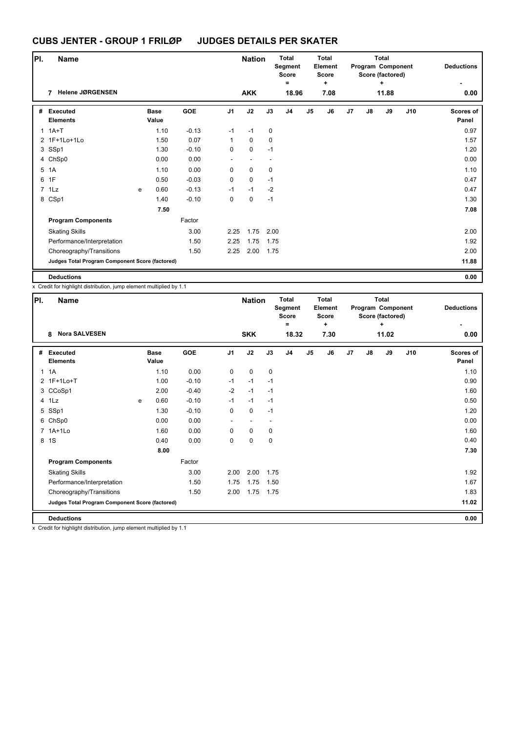# CUBS JENTER - GROUP 1 FRILØP JUDGES DETAILS PER SKATER

| Pl. | Name | | Nation | Total Segment Score = | Total Element Score + | Total Program Component Score (factored) + | Deductions - |
|---|---|---|---|---|---|---|---|
| 7 | Helene JØRGENSEN | | AKK | 18.96 | 7.08 | 11.88 | 0.00 |

| # | Executed Elements | | Base Value | GOE | J1 | J2 | J3 | J4 | J5 | J6 | J7 | J8 | J9 | J10 | Scores of Panel |
|---|---|---|---|---|---|---|---|---|---|---|---|---|---|---|---|
| 1 | 1A+T | | 1.10 | -0.13 | -1 | -1 | 0 | | | | | | | | 0.97 |
| 2 | 1F+1Lo+1Lo | | 1.50 | 0.07 | 1 | 0 | 0 | | | | | | | | 1.57 |
| 3 | SSp1 | | 1.30 | -0.10 | 0 | 0 | -1 | | | | | | | | 1.20 |
| 4 | ChSp0 | | 0.00 | 0.00 | - | - | - | | | | | | | | 0.00 |
| 5 | 1A | | 1.10 | 0.00 | 0 | 0 | 0 | | | | | | | | 1.10 |
| 6 | 1F | | 0.50 | -0.03 | 0 | 0 | -1 | | | | | | | | 0.47 |
| 7 | 1Lz | e | 0.60 | -0.13 | -1 | -1 | -2 | | | | | | | | 0.47 |
| 8 | CSp1 | | 1.40 | -0.10 | 0 | 0 | -1 | | | | | | | | 1.30 |
| | | | 7.50 | | | | | | | | | | | | 7.08 |
| | **Program Components** | | | Factor | | | | | | | | | | | |
| | Skating Skills | | | 3.00 | 2.25 | 1.75 | 2.00 | | | | | | | | 2.00 |
| | Performance/Interpretation | | | 1.50 | 2.25 | 1.75 | 1.75 | | | | | | | | 1.92 |
| | Choreography/Transitions | | | 1.50 | 2.25 | 2.00 | 1.75 | | | | | | | | 2.00 |
| | **Judges Total Program Component Score (factored)** | | | | | | | | | | | | | | 11.88 |
| | **Deductions** | | | | | | | | | | | | | | 0.00 |

x Credit for highlight distribution, jump element multiplied by 1.1

| Pl. | Name | | Nation | Total Segment Score = | Total Element Score + | Total Program Component Score (factored) + | Deductions - |
|---|---|---|---|---|---|---|---|
| 8 | Nora SALVESEN | | SKK | 18.32 | 7.30 | 11.02 | 0.00 |

| # | Executed Elements | | Base Value | GOE | J1 | J2 | J3 | J4 | J5 | J6 | J7 | J8 | J9 | J10 | Scores of Panel |
|---|---|---|---|---|---|---|---|---|---|---|---|---|---|---|---|
| 1 | 1A | | 1.10 | 0.00 | 0 | 0 | 0 | | | | | | | | 1.10 |
| 2 | 1F+1Lo+T | | 1.00 | -0.10 | -1 | -1 | -1 | | | | | | | | 0.90 |
| 3 | CCoSp1 | | 2.00 | -0.40 | -2 | -1 | -1 | | | | | | | | 1.60 |
| 4 | 1Lz | e | 0.60 | -0.10 | -1 | -1 | -1 | | | | | | | | 0.50 |
| 5 | SSp1 | | 1.30 | -0.10 | 0 | 0 | -1 | | | | | | | | 1.20 |
| 6 | ChSp0 | | 0.00 | 0.00 | - | - | - | | | | | | | | 0.00 |
| 7 | 1A+1Lo | | 1.60 | 0.00 | 0 | 0 | 0 | | | | | | | | 1.60 |
| 8 | 1S | | 0.40 | 0.00 | 0 | 0 | 0 | | | | | | | | 0.40 |
| | | | 8.00 | | | | | | | | | | | | 7.30 |
| | **Program Components** | | | Factor | | | | | | | | | | | |
| | Skating Skills | | | 3.00 | 2.00 | 2.00 | 1.75 | | | | | | | | 1.92 |
| | Performance/Interpretation | | | 1.50 | 1.75 | 1.75 | 1.50 | | | | | | | | 1.67 |
| | Choreography/Transitions | | | 1.50 | 2.00 | 1.75 | 1.75 | | | | | | | | 1.83 |
| | **Judges Total Program Component Score (factored)** | | | | | | | | | | | | | | 11.02 |
| | **Deductions** | | | | | | | | | | | | | | 0.00 |

x Credit for highlight distribution, jump element multiplied by 1.1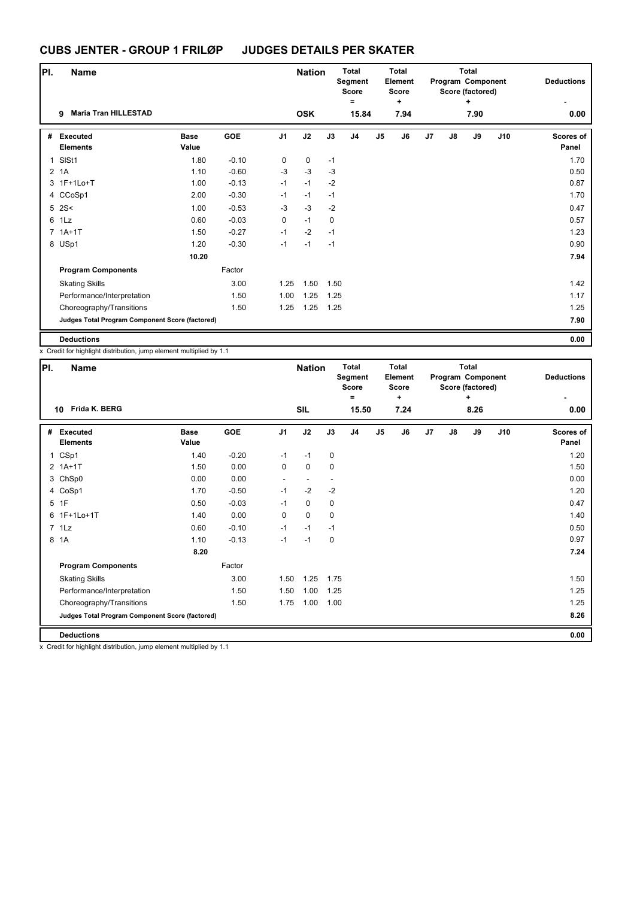# CUBS JENTER - GROUP 1 FRILØP JUDGES DETAILS PER SKATER

| Pl. | Name | Nation | Total Segment Score = | Total Element Score + | Total Program Component Score (factored) + | Deductions - |
|---|---|---|---|---|---|---|
| 9 | Maria Tran HILLESTAD | OSK | 15.84 | 7.94 | 7.90 | 0.00 |

| # | Executed Elements | Base Value | GOE | J1 | J2 | J3 | J4 | J5 | J6 | J7 | J8 | J9 | J10 | Scores of Panel |
|---|---|---|---|---|---|---|---|---|---|---|---|---|---|---|
| 1 | SlSt1 | 1.80 | -0.10 | 0 | 0 | -1 | | | | | | | | 1.70 |
| 2 | 1A | 1.10 | -0.60 | -3 | -3 | -3 | | | | | | | | 0.50 |
| 3 | 1F+1Lo+T | 1.00 | -0.13 | -1 | -1 | -2 | | | | | | | | 0.87 |
| 4 | CCoSp1 | 2.00 | -0.30 | -1 | -1 | -1 | | | | | | | | 1.70 |
| 5 | 2S< | 1.00 | -0.53 | -3 | -3 | -2 | | | | | | | | 0.47 |
| 6 | 1Lz | 0.60 | -0.03 | 0 | -1 | 0 | | | | | | | | 0.57 |
| 7 | 1A+1T | 1.50 | -0.27 | -1 | -2 | -1 | | | | | | | | 1.23 |
| 8 | USp1 | 1.20 | -0.30 | -1 | -1 | -1 | | | | | | | | 0.90 |
| | | 10.20 | | | | | | | | | | | | 7.94 |
| | **Program Components** | | Factor | | | | | | | | | | | |
| | Skating Skills | | 3.00 | 1.25 | 1.50 | 1.50 | | | | | | | | 1.42 |
| | Performance/Interpretation | | 1.50 | 1.00 | 1.25 | 1.25 | | | | | | | | 1.17 |
| | Choreography/Transitions | | 1.50 | 1.25 | 1.25 | 1.25 | | | | | | | | 1.25 |
| | **Judges Total Program Component Score (factored)** | | | | | | | | | | | | | 7.90 |
| | **Deductions** | | | | | | | | | | | | | 0.00 |

x Credit for highlight distribution, jump element multiplied by 1.1

| Pl. | Name | Nation | Total Segment Score = | Total Element Score + | Total Program Component Score (factored) + | Deductions - |
|---|---|---|---|---|---|---|
| 10 | Frida K. BERG | SIL | 15.50 | 7.24 | 8.26 | 0.00 |

| # | Executed Elements | Base Value | GOE | J1 | J2 | J3 | J4 | J5 | J6 | J7 | J8 | J9 | J10 | Scores of Panel |
|---|---|---|---|---|---|---|---|---|---|---|---|---|---|---|
| 1 | CSp1 | 1.40 | -0.20 | -1 | -1 | 0 | | | | | | | | 1.20 |
| 2 | 1A+1T | 1.50 | 0.00 | 0 | 0 | 0 | | | | | | | | 1.50 |
| 3 | ChSp0 | 0.00 | 0.00 | - | - | - | | | | | | | | 0.00 |
| 4 | CoSp1 | 1.70 | -0.50 | -1 | -2 | -2 | | | | | | | | 1.20 |
| 5 | 1F | 0.50 | -0.03 | -1 | 0 | 0 | | | | | | | | 0.47 |
| 6 | 1F+1Lo+1T | 1.40 | 0.00 | 0 | 0 | 0 | | | | | | | | 1.40 |
| 7 | 1Lz | 0.60 | -0.10 | -1 | -1 | -1 | | | | | | | | 0.50 |
| 8 | 1A | 1.10 | -0.13 | -1 | -1 | 0 | | | | | | | | 0.97 |
| | | 8.20 | | | | | | | | | | | | 7.24 |
| | **Program Components** | | Factor | | | | | | | | | | | |
| | Skating Skills | | 3.00 | 1.50 | 1.25 | 1.75 | | | | | | | | 1.50 |
| | Performance/Interpretation | | 1.50 | 1.50 | 1.00 | 1.25 | | | | | | | | 1.25 |
| | Choreography/Transitions | | 1.50 | 1.75 | 1.00 | 1.00 | | | | | | | | 1.25 |
| | **Judges Total Program Component Score (factored)** | | | | | | | | | | | | | 8.26 |
| | **Deductions** | | | | | | | | | | | | | 0.00 |

x Credit for highlight distribution, jump element multiplied by 1.1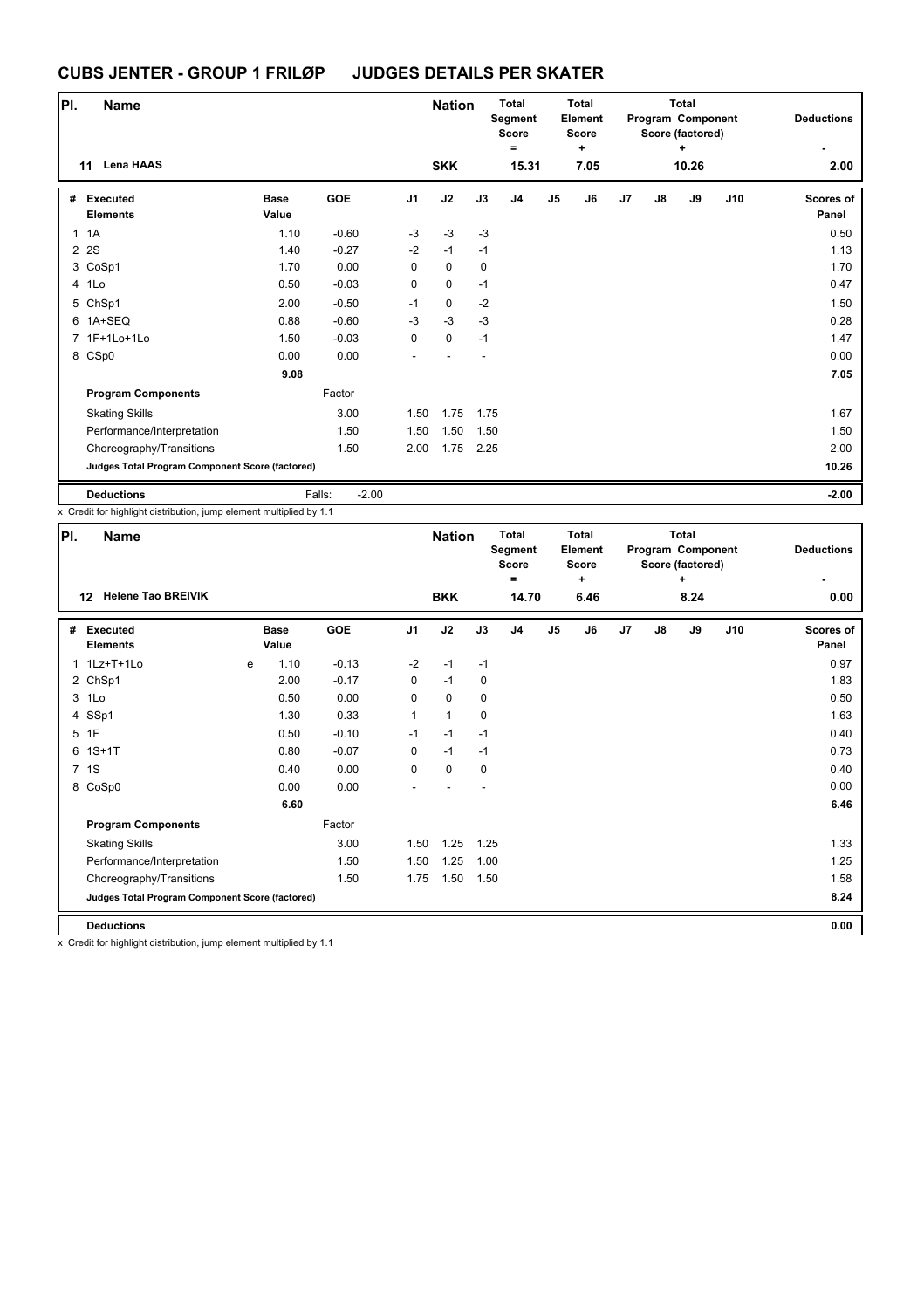# CUBS JENTER - GROUP 1 FRILØP JUDGES DETAILS PER SKATER

| Pl. | Name | Nation | Total Segment Score = | Total Element Score + | Total Program Component Score (factored) + | Deductions - |
|---|---|---|---|---|---|---|
| 11 | Lena HAAS | SKK | 15.31 | 7.05 | 10.26 | 2.00 |

| # | Executed Elements | | Base Value | GOE | J1 | J2 | J3 | J4 | J5 | J6 | J7 | J8 | J9 | J10 | Scores of Panel |
|---|---|---|---|---|---|---|---|---|---|---|---|---|---|---|---|
| 1 | 1A | | 1.10 | -0.60 | -3 | -3 | -3 | | | | | | | | 0.50 |
| 2 | 2S | | 1.40 | -0.27 | -2 | -1 | -1 | | | | | | | | 1.13 |
| 3 | CoSp1 | | 1.70 | 0.00 | 0 | 0 | 0 | | | | | | | | 1.70 |
| 4 | 1Lo | | 0.50 | -0.03 | 0 | 0 | -1 | | | | | | | | 0.47 |
| 5 | ChSp1 | | 2.00 | -0.50 | -1 | 0 | -2 | | | | | | | | 1.50 |
| 6 | 1A+SEQ | | 0.88 | -0.60 | -3 | -3 | -3 | | | | | | | | 0.28 |
| 7 | 1F+1Lo+1Lo | | 1.50 | -0.03 | 0 | 0 | -1 | | | | | | | | 1.47 |
| 8 | CSp0 | | 0.00 | 0.00 | - | - | - | | | | | | | | 0.00 |
| | | | 9.08 | | | | | | | | | | | | 7.05 |
| | **Program Components** | | | Factor | | | | | | | | | | | |
| | Skating Skills | | | 3.00 | 1.50 | 1.75 | 1.75 | | | | | | | | 1.67 |
| | Performance/Interpretation | | | 1.50 | 1.50 | 1.50 | 1.50 | | | | | | | | 1.50 |
| | Choreography/Transitions | | | 1.50 | 2.00 | 1.75 | 2.25 | | | | | | | | 2.00 |
| | **Judges Total Program Component Score (factored)** | | | | | | | | | | | | | | 10.26 |
| | **Deductions** | | | Falls: -2.00 | | | | | | | | | | | -2.00 |

x Credit for highlight distribution, jump element multiplied by 1.1

| Pl. | Name | Nation | Total Segment Score = | Total Element Score + | Total Program Component Score (factored) + | Deductions - |
|---|---|---|---|---|---|---|
| 12 | Helene Tao BREIVIK | BKK | 14.70 | 6.46 | 8.24 | 0.00 |

| # | Executed Elements | | Base Value | GOE | J1 | J2 | J3 | J4 | J5 | J6 | J7 | J8 | J9 | J10 | Scores of Panel |
|---|---|---|---|---|---|---|---|---|---|---|---|---|---|---|---|
| 1 | 1Lz+T+1Lo | e | 1.10 | -0.13 | -2 | -1 | -1 | | | | | | | | 0.97 |
| 2 | ChSp1 | | 2.00 | -0.17 | 0 | -1 | 0 | | | | | | | | 1.83 |
| 3 | 1Lo | | 0.50 | 0.00 | 0 | 0 | 0 | | | | | | | | 0.50 |
| 4 | SSp1 | | 1.30 | 0.33 | 1 | 1 | 0 | | | | | | | | 1.63 |
| 5 | 1F | | 0.50 | -0.10 | -1 | -1 | -1 | | | | | | | | 0.40 |
| 6 | 1S+1T | | 0.80 | -0.07 | 0 | -1 | -1 | | | | | | | | 0.73 |
| 7 | 1S | | 0.40 | 0.00 | 0 | 0 | 0 | | | | | | | | 0.40 |
| 8 | CoSp0 | | 0.00 | 0.00 | - | - | - | | | | | | | | 0.00 |
| | | | 6.60 | | | | | | | | | | | | 6.46 |
| | **Program Components** | | | Factor | | | | | | | | | | | |
| | Skating Skills | | | 3.00 | 1.50 | 1.25 | 1.25 | | | | | | | | 1.33 |
| | Performance/Interpretation | | | 1.50 | 1.50 | 1.25 | 1.00 | | | | | | | | 1.25 |
| | Choreography/Transitions | | | 1.50 | 1.75 | 1.50 | 1.50 | | | | | | | | 1.58 |
| | **Judges Total Program Component Score (factored)** | | | | | | | | | | | | | | 8.24 |
| | **Deductions** | | | | | | | | | | | | | | 0.00 |

x Credit for highlight distribution, jump element multiplied by 1.1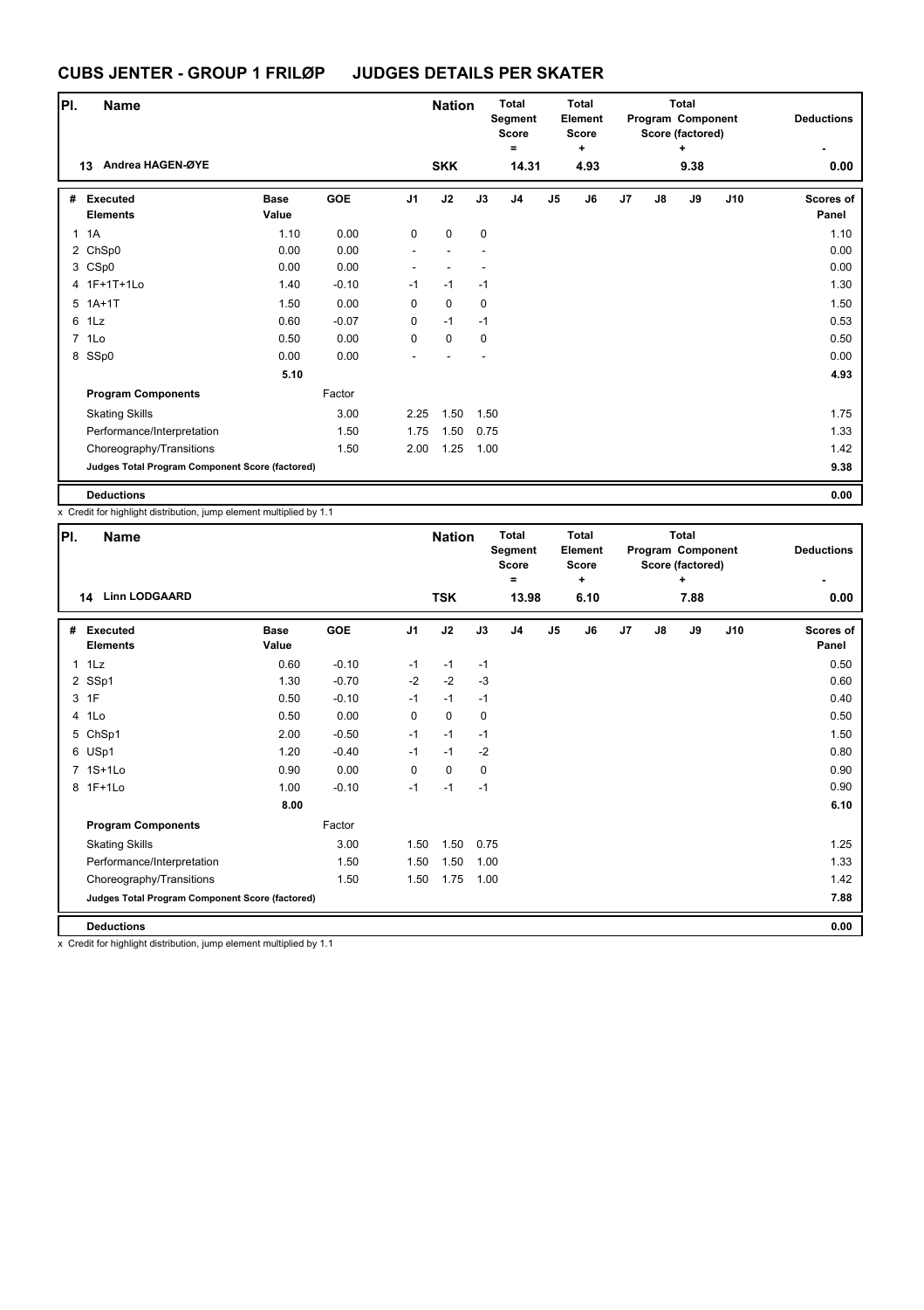# CUBS JENTER - GROUP 1 FRILØP JUDGES DETAILS PER SKATER

| Pl. | Name | Nation | Total Segment Score = | Total Element Score + | Total Program Component Score (factored) + | Deductions - |
|---|---|---|---|---|---|---|
| 13 | Andrea HAGEN-ØYE | SKK | 14.31 | 4.93 | 9.38 | 0.00 |

| # | Executed Elements | Base Value | GOE | J1 | J2 | J3 | J4 | J5 | J6 | J7 | J8 | J9 | J10 | Scores of Panel |
|---|---|---|---|---|---|---|---|---|---|---|---|---|---|---|
| 1 | 1A | 1.10 | 0.00 | 0 | 0 | 0 | | | | | | | | 1.10 |
| 2 | ChSp0 | 0.00 | 0.00 | - | - | - | | | | | | | | 0.00 |
| 3 | CSp0 | 0.00 | 0.00 | - | - | - | | | | | | | | 0.00 |
| 4 | 1F+1T+1Lo | 1.40 | -0.10 | -1 | -1 | -1 | | | | | | | | 1.30 |
| 5 | 1A+1T | 1.50 | 0.00 | 0 | 0 | 0 | | | | | | | | 1.50 |
| 6 | 1Lz | 0.60 | -0.07 | 0 | -1 | -1 | | | | | | | | 0.53 |
| 7 | 1Lo | 0.50 | 0.00 | 0 | 0 | 0 | | | | | | | | 0.50 |
| 8 | SSp0 | 0.00 | 0.00 | - | - | - | | | | | | | | 0.00 |
| | | 5.10 | | | | | | | | | | | | 4.93 |
| | **Program Components** | | Factor | | | | | | | | | | | |
| | Skating Skills | | 3.00 | 2.25 | 1.50 | 1.50 | | | | | | | | 1.75 |
| | Performance/Interpretation | | 1.50 | 1.75 | 1.50 | 0.75 | | | | | | | | 1.33 |
| | Choreography/Transitions | | 1.50 | 2.00 | 1.25 | 1.00 | | | | | | | | 1.42 |
| | **Judges Total Program Component Score (factored)** | | | | | | | | | | | | | 9.38 |
| | **Deductions** | | | | | | | | | | | | | 0.00 |

x Credit for highlight distribution, jump element multiplied by 1.1

| Pl. | Name | Nation | Total Segment Score = | Total Element Score + | Total Program Component Score (factored) + | Deductions - |
|---|---|---|---|---|---|---|
| 14 | Linn LODGAARD | TSK | 13.98 | 6.10 | 7.88 | 0.00 |

| # | Executed Elements | Base Value | GOE | J1 | J2 | J3 | J4 | J5 | J6 | J7 | J8 | J9 | J10 | Scores of Panel |
|---|---|---|---|---|---|---|---|---|---|---|---|---|---|---|
| 1 | 1Lz | 0.60 | -0.10 | -1 | -1 | -1 | | | | | | | | 0.50 |
| 2 | SSp1 | 1.30 | -0.70 | -2 | -2 | -3 | | | | | | | | 0.60 |
| 3 | 1F | 0.50 | -0.10 | -1 | -1 | -1 | | | | | | | | 0.40 |
| 4 | 1Lo | 0.50 | 0.00 | 0 | 0 | 0 | | | | | | | | 0.50 |
| 5 | ChSp1 | 2.00 | -0.50 | -1 | -1 | -1 | | | | | | | | 1.50 |
| 6 | USp1 | 1.20 | -0.40 | -1 | -1 | -2 | | | | | | | | 0.80 |
| 7 | 1S+1Lo | 0.90 | 0.00 | 0 | 0 | 0 | | | | | | | | 0.90 |
| 8 | 1F+1Lo | 1.00 | -0.10 | -1 | -1 | -1 | | | | | | | | 0.90 |
| | | 8.00 | | | | | | | | | | | | 6.10 |
| | **Program Components** | | Factor | | | | | | | | | | | |
| | Skating Skills | | 3.00 | 1.50 | 1.50 | 0.75 | | | | | | | | 1.25 |
| | Performance/Interpretation | | 1.50 | 1.50 | 1.50 | 1.00 | | | | | | | | 1.33 |
| | Choreography/Transitions | | 1.50 | 1.50 | 1.75 | 1.00 | | | | | | | | 1.42 |
| | **Judges Total Program Component Score (factored)** | | | | | | | | | | | | | 7.88 |
| | **Deductions** | | | | | | | | | | | | | 0.00 |

x Credit for highlight distribution, jump element multiplied by 1.1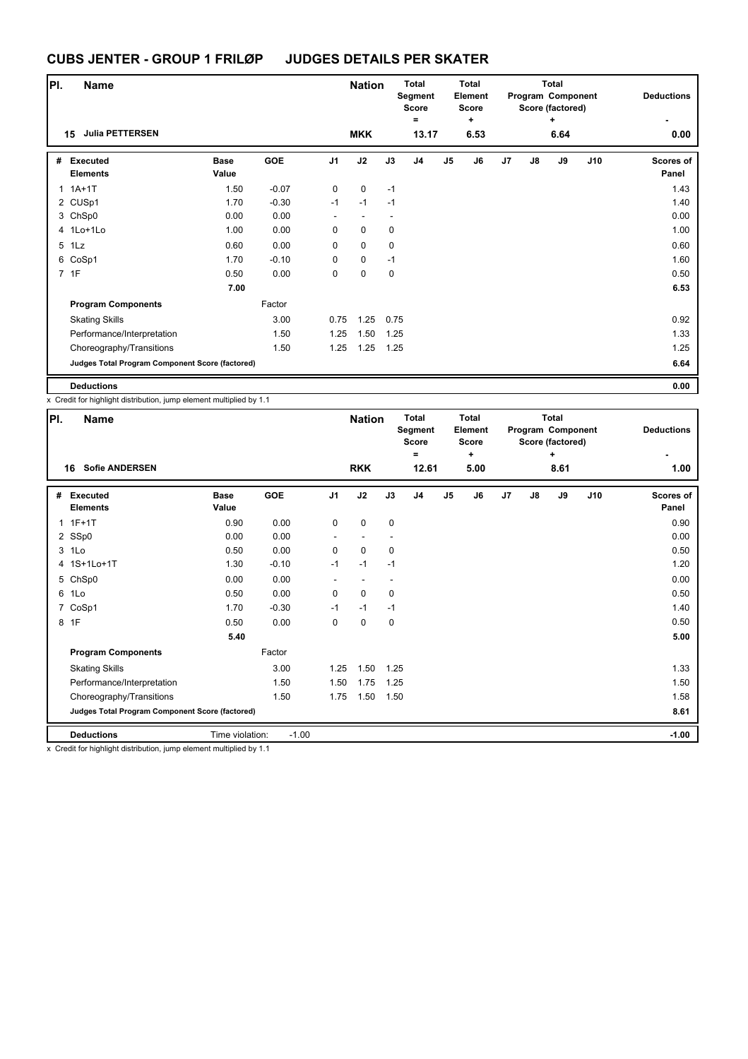# CUBS JENTER - GROUP 1 FRILØP JUDGES DETAILS PER SKATER

| Pl. | Name | Nation | Total Segment Score = | Total Element Score + | Total Program Component Score (factored) + | Deductions - |
|---|---|---|---|---|---|---|
| 15 | Julia PETTERSEN | MKK | 13.17 | 6.53 | 6.64 | 0.00 |

| # | Executed Elements | Base Value | GOE | J1 | J2 | J3 | J4 | J5 | J6 | J7 | J8 | J9 | J10 | Scores of Panel |
|---|---|---|---|---|---|---|---|---|---|---|---|---|---|---|
| 1 | 1A+1T | 1.50 | -0.07 | 0 | 0 | -1 | | | | | | | | 1.43 |
| 2 | CUSp1 | 1.70 | -0.30 | -1 | -1 | -1 | | | | | | | | 1.40 |
| 3 | ChSp0 | 0.00 | 0.00 | - | - | - | | | | | | | | 0.00 |
| 4 | 1Lo+1Lo | 1.00 | 0.00 | 0 | 0 | 0 | | | | | | | | 1.00 |
| 5 | 1Lz | 0.60 | 0.00 | 0 | 0 | 0 | | | | | | | | 0.60 |
| 6 | CoSp1 | 1.70 | -0.10 | 0 | 0 | -1 | | | | | | | | 1.60 |
| 7 | 1F | 0.50 | 0.00 | 0 | 0 | 0 | | | | | | | | 0.50 |
| | | 7.00 | | | | | | | | | | | | 6.53 |
| | **Program Components** | | Factor | | | | | | | | | | | |
| | Skating Skills | | 3.00 | 0.75 | 1.25 | 0.75 | | | | | | | | 0.92 |
| | Performance/Interpretation | | 1.50 | 1.25 | 1.50 | 1.25 | | | | | | | | 1.33 |
| | Choreography/Transitions | | 1.50 | 1.25 | 1.25 | 1.25 | | | | | | | | 1.25 |
| | **Judges Total Program Component Score (factored)** | | | | | | | | | | | | | 6.64 |
| | **Deductions** | | | | | | | | | | | | | 0.00 |

x Credit for highlight distribution, jump element multiplied by 1.1

| Pl. | Name | Nation | Total Segment Score = | Total Element Score + | Total Program Component Score (factored) + | Deductions - |
|---|---|---|---|---|---|---|
| 16 | Sofie ANDERSEN | RKK | 12.61 | 5.00 | 8.61 | 1.00 |

| # | Executed Elements | Base Value | GOE | J1 | J2 | J3 | J4 | J5 | J6 | J7 | J8 | J9 | J10 | Scores of Panel |
|---|---|---|---|---|---|---|---|---|---|---|---|---|---|---|
| 1 | 1F+1T | 0.90 | 0.00 | 0 | 0 | 0 | | | | | | | | 0.90 |
| 2 | SSp0 | 0.00 | 0.00 | - | - | - | | | | | | | | 0.00 |
| 3 | 1Lo | 0.50 | 0.00 | 0 | 0 | 0 | | | | | | | | 0.50 |
| 4 | 1S+1Lo+1T | 1.30 | -0.10 | -1 | -1 | -1 | | | | | | | | 1.20 |
| 5 | ChSp0 | 0.00 | 0.00 | - | - | - | | | | | | | | 0.00 |
| 6 | 1Lo | 0.50 | 0.00 | 0 | 0 | 0 | | | | | | | | 0.50 |
| 7 | CoSp1 | 1.70 | -0.30 | -1 | -1 | -1 | | | | | | | | 1.40 |
| 8 | 1F | 0.50 | 0.00 | 0 | 0 | 0 | | | | | | | | 0.50 |
| | | 5.40 | | | | | | | | | | | | 5.00 |
| | **Program Components** | | Factor | | | | | | | | | | | |
| | Skating Skills | | 3.00 | 1.25 | 1.50 | 1.25 | | | | | | | | 1.33 |
| | Performance/Interpretation | | 1.50 | 1.50 | 1.75 | 1.25 | | | | | | | | 1.50 |
| | Choreography/Transitions | | 1.50 | 1.75 | 1.50 | 1.50 | | | | | | | | 1.58 |
| | **Judges Total Program Component Score (factored)** | | | | | | | | | | | | | 8.61 |
| | **Deductions** | Time violation: | -1.00 | | | | | | | | | | | -1.00 |

x Credit for highlight distribution, jump element multiplied by 1.1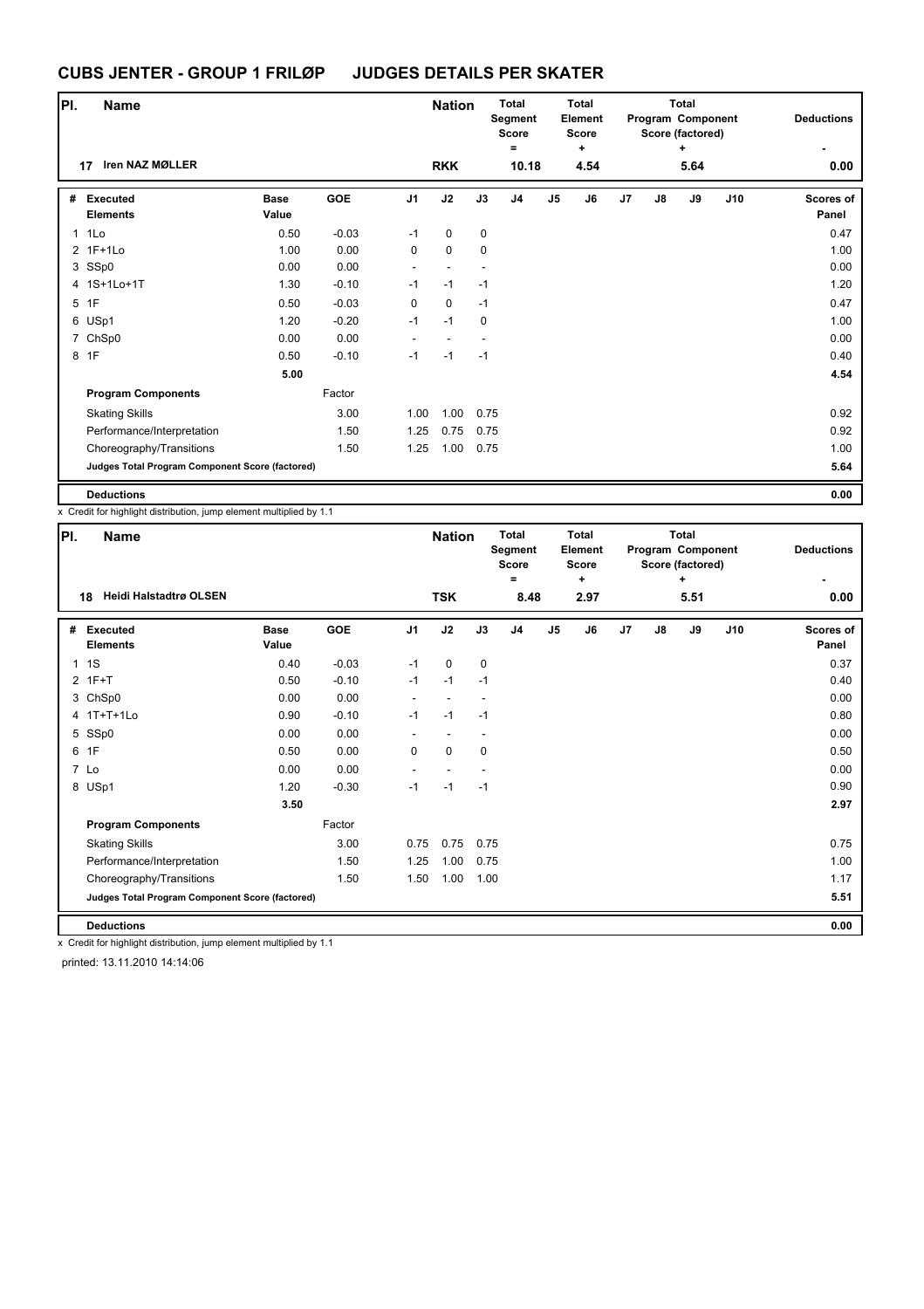# CUBS JENTER - GROUP 1 FRILØP JUDGES DETAILS PER SKATER

| Pl. | Name | Nation | Total Segment Score = | Total Element Score + | Total Program Component Score (factored) + | Deductions - |
|---|---|---|---|---|---|---|
| 17 | Iren NAZ MØLLER | RKK | 10.18 | 4.54 | 5.64 | 0.00 |

| # | Executed Elements | Base Value | GOE | J1 | J2 | J3 | J4 | J5 | J6 | J7 | J8 | J9 | J10 | Scores of Panel |
|---|---|---|---|---|---|---|---|---|---|---|---|---|---|---|
| 1 | 1Lo | 0.50 | -0.03 | -1 | 0 | 0 | | | | | | | | 0.47 |
| 2 | 1F+1Lo | 1.00 | 0.00 | 0 | 0 | 0 | | | | | | | | 1.00 |
| 3 | SSp0 | 0.00 | 0.00 | - | - | - | | | | | | | | 0.00 |
| 4 | 1S+1Lo+1T | 1.30 | -0.10 | -1 | -1 | -1 | | | | | | | | 1.20 |
| 5 | 1F | 0.50 | -0.03 | 0 | 0 | -1 | | | | | | | | 0.47 |
| 6 | USp1 | 1.20 | -0.20 | -1 | -1 | 0 | | | | | | | | 1.00 |
| 7 | ChSp0 | 0.00 | 0.00 | - | - | - | | | | | | | | 0.00 |
| 8 | 1F | 0.50 | -0.10 | -1 | -1 | -1 | | | | | | | | 0.40 |
| | | 5.00 | | | | | | | | | | | | 4.54 |
| | **Program Components** | | Factor | | | | | | | | | | | |
| | Skating Skills | | 3.00 | 1.00 | 1.00 | 0.75 | | | | | | | | 0.92 |
| | Performance/Interpretation | | 1.50 | 1.25 | 0.75 | 0.75 | | | | | | | | 0.92 |
| | Choreography/Transitions | | 1.50 | 1.25 | 1.00 | 0.75 | | | | | | | | 1.00 |
| | **Judges Total Program Component Score (factored)** | | | | | | | | | | | | | 5.64 |
| | **Deductions** | | | | | | | | | | | | | 0.00 |

x Credit for highlight distribution, jump element multiplied by 1.1

| Pl. | Name | Nation | Total Segment Score = | Total Element Score + | Total Program Component Score (factored) + | Deductions - |
|---|---|---|---|---|---|---|
| 18 | Heidi Halstadtrø OLSEN | TSK | 8.48 | 2.97 | 5.51 | 0.00 |

| # | Executed Elements | Base Value | GOE | J1 | J2 | J3 | J4 | J5 | J6 | J7 | J8 | J9 | J10 | Scores of Panel |
|---|---|---|---|---|---|---|---|---|---|---|---|---|---|---|
| 1 | 1S | 0.40 | -0.03 | -1 | 0 | 0 | | | | | | | | 0.37 |
| 2 | 1F+T | 0.50 | -0.10 | -1 | -1 | -1 | | | | | | | | 0.40 |
| 3 | ChSp0 | 0.00 | 0.00 | - | - | - | | | | | | | | 0.00 |
| 4 | 1T+T+1Lo | 0.90 | -0.10 | -1 | -1 | -1 | | | | | | | | 0.80 |
| 5 | SSp0 | 0.00 | 0.00 | - | - | - | | | | | | | | 0.00 |
| 6 | 1F | 0.50 | 0.00 | 0 | 0 | 0 | | | | | | | | 0.50 |
| 7 | Lo | 0.00 | 0.00 | - | - | - | | | | | | | | 0.00 |
| 8 | USp1 | 1.20 | -0.30 | -1 | -1 | -1 | | | | | | | | 0.90 |
| | | 3.50 | | | | | | | | | | | | 2.97 |
| | **Program Components** | | Factor | | | | | | | | | | | |
| | Skating Skills | | 3.00 | 0.75 | 0.75 | 0.75 | | | | | | | | 0.75 |
| | Performance/Interpretation | | 1.50 | 1.25 | 1.00 | 0.75 | | | | | | | | 1.00 |
| | Choreography/Transitions | | 1.50 | 1.50 | 1.00 | 1.00 | | | | | | | | 1.17 |
| | **Judges Total Program Component Score (factored)** | | | | | | | | | | | | | 5.51 |
| | **Deductions** | | | | | | | | | | | | | 0.00 |

x Credit for highlight distribution, jump element multiplied by 1.1

printed: 13.11.2010 14:14:06